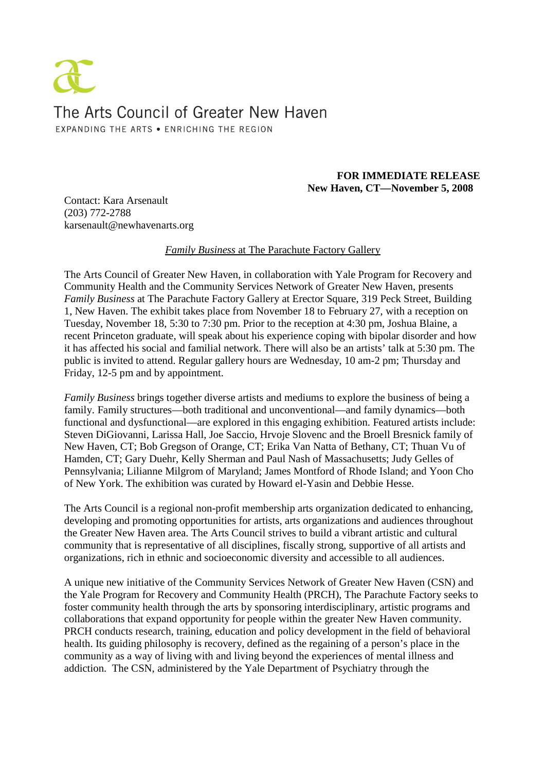The Arts Council of Greater New Haven

EXPANDING THE ARTS • ENRICHING THE REGION

**FOR IMMEDIATE RELEASE**
**New Haven, CT—November 5, 2008**

Contact: Kara Arsenault
(203) 772-2788
karsenault@newhavenarts.org

## *Family Business* at The Parachute Factory Gallery

The Arts Council of Greater New Haven, in collaboration with Yale Program for Recovery and Community Health and the Community Services Network of Greater New Haven, presents *Family Business* at The Parachute Factory Gallery at Erector Square, 319 Peck Street, Building 1, New Haven. The exhibit takes place from November 18 to February 27, with a reception on Tuesday, November 18, 5:30 to 7:30 pm. Prior to the reception at 4:30 pm, Joshua Blaine, a recent Princeton graduate, will speak about his experience coping with bipolar disorder and how it has affected his social and familial network. There will also be an artists' talk at 5:30 pm. The public is invited to attend. Regular gallery hours are Wednesday, 10 am-2 pm; Thursday and Friday, 12-5 pm and by appointment.

*Family Business* brings together diverse artists and mediums to explore the business of being a family. Family structures—both traditional and unconventional—and family dynamics—both functional and dysfunctional—are explored in this engaging exhibition. Featured artists include: Steven DiGiovanni, Larissa Hall, Joe Saccio, Hrvoje Slovenc and the Broell Bresnick family of New Haven, CT; Bob Gregson of Orange, CT; Erika Van Natta of Bethany, CT; Thuan Vu of Hamden, CT; Gary Duehr, Kelly Sherman and Paul Nash of Massachusetts; Judy Gelles of Pennsylvania; Lilianne Milgrom of Maryland; James Montford of Rhode Island; and Yoon Cho of New York. The exhibition was curated by Howard el-Yasin and Debbie Hesse.

The Arts Council is a regional non-profit membership arts organization dedicated to enhancing, developing and promoting opportunities for artists, arts organizations and audiences throughout the Greater New Haven area. The Arts Council strives to build a vibrant artistic and cultural community that is representative of all disciplines, fiscally strong, supportive of all artists and organizations, rich in ethnic and socioeconomic diversity and accessible to all audiences.

A unique new initiative of the Community Services Network of Greater New Haven (CSN) and the Yale Program for Recovery and Community Health (PRCH), The Parachute Factory seeks to foster community health through the arts by sponsoring interdisciplinary, artistic programs and collaborations that expand opportunity for people within the greater New Haven community. PRCH conducts research, training, education and policy development in the field of behavioral health. Its guiding philosophy is recovery, defined as the regaining of a person's place in the community as a way of living with and living beyond the experiences of mental illness and addiction. The CSN, administered by the Yale Department of Psychiatry through the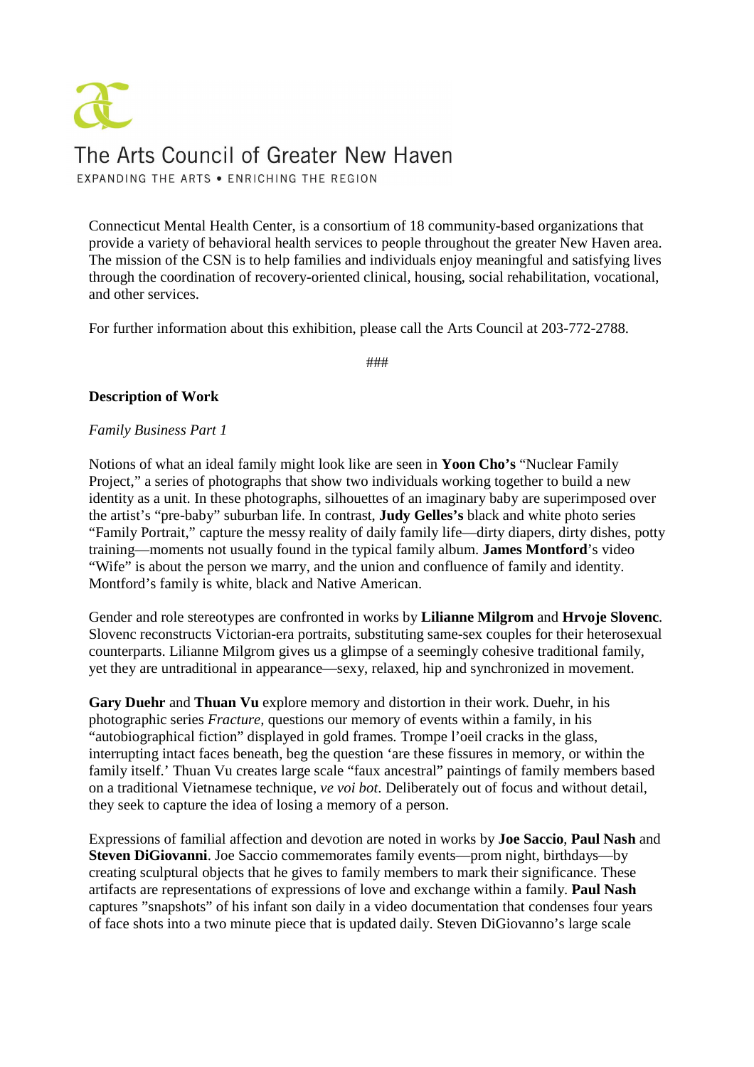Connecticut Mental Health Center, is a consortium of 18 community-based organizations that provide a variety of behavioral health services to people throughout the greater New Haven area. The mission of the CSN is to help families and individuals enjoy meaningful and satisfying lives through the coordination of recovery-oriented clinical, housing, social rehabilitation, vocational, and other services.

For further information about this exhibition, please call the Arts Council at 203-772-2788.

###

**Description of Work**

*Family Business Part 1*

Notions of what an ideal family might look like are seen in **Yoon Cho's** "Nuclear Family Project," a series of photographs that show two individuals working together to build a new identity as a unit. In these photographs, silhouettes of an imaginary baby are superimposed over the artist's "pre-baby" suburban life. In contrast, **Judy Gelles's** black and white photo series "Family Portrait," capture the messy reality of daily family life—dirty diapers, dirty dishes, potty training—moments not usually found in the typical family album. **James Montford**'s video "Wife" is about the person we marry, and the union and confluence of family and identity. Montford's family is white, black and Native American.

Gender and role stereotypes are confronted in works by **Lilianne Milgrom** and **Hrvoje Slovenc**. Slovenc reconstructs Victorian-era portraits, substituting same-sex couples for their heterosexual counterparts. Lilianne Milgrom gives us a glimpse of a seemingly cohesive traditional family, yet they are untraditional in appearance—sexy, relaxed, hip and synchronized in movement.

**Gary Duehr** and **Thuan Vu** explore memory and distortion in their work. Duehr, in his photographic series *Fracture*, questions our memory of events within a family, in his "autobiographical fiction" displayed in gold frames. Trompe l'oeil cracks in the glass, interrupting intact faces beneath, beg the question 'are these fissures in memory, or within the family itself.' Thuan Vu creates large scale "faux ancestral" paintings of family members based on a traditional Vietnamese technique, *ve voi bot*. Deliberately out of focus and without detail, they seek to capture the idea of losing a memory of a person.

Expressions of familial affection and devotion are noted in works by **Joe Saccio**, **Paul Nash** and **Steven DiGiovanni**. Joe Saccio commemorates family events—prom night, birthdays—by creating sculptural objects that he gives to family members to mark their significance. These artifacts are representations of expressions of love and exchange within a family. **Paul Nash** captures "snapshots" of his infant son daily in a video documentation that condenses four years of face shots into a two minute piece that is updated daily. Steven DiGiovanno's large scale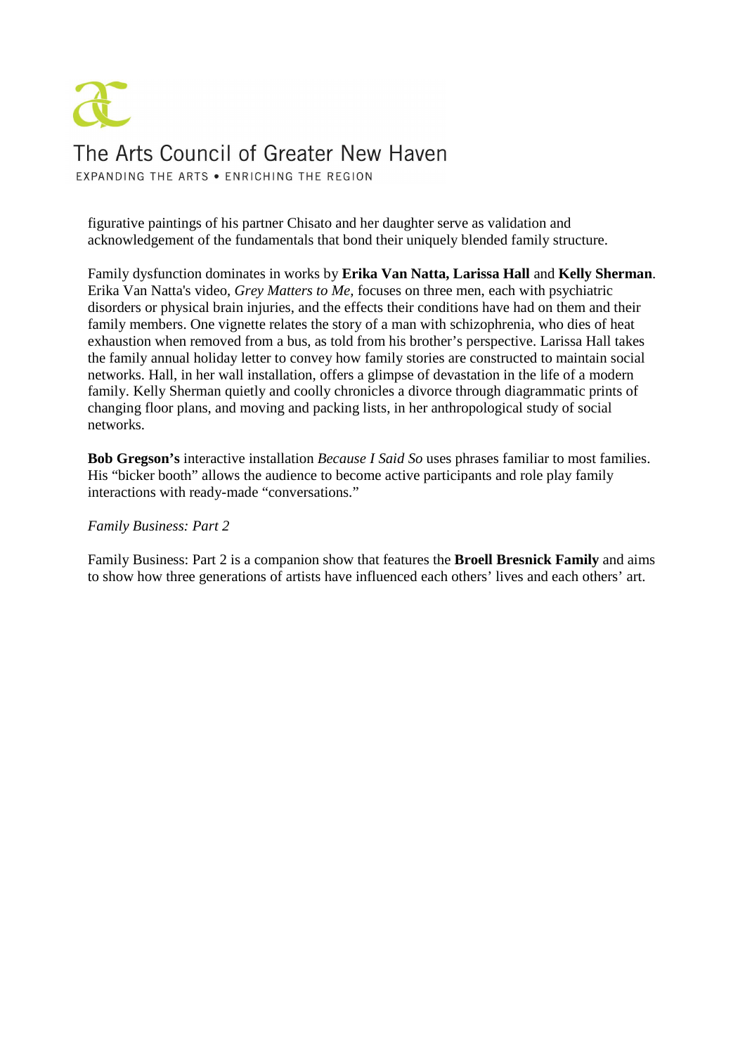figurative paintings of his partner Chisato and her daughter serve as validation and acknowledgement of the fundamentals that bond their uniquely blended family structure.

Family dysfunction dominates in works by **Erika Van Natta, Larissa Hall** and **Kelly Sherman**. Erika Van Natta's video, *Grey Matters to Me*, focuses on three men, each with psychiatric disorders or physical brain injuries, and the effects their conditions have had on them and their family members. One vignette relates the story of a man with schizophrenia, who dies of heat exhaustion when removed from a bus, as told from his brother's perspective. Larissa Hall takes the family annual holiday letter to convey how family stories are constructed to maintain social networks. Hall, in her wall installation, offers a glimpse of devastation in the life of a modern family. Kelly Sherman quietly and coolly chronicles a divorce through diagrammatic prints of changing floor plans, and moving and packing lists, in her anthropological study of social networks.

**Bob Gregson's** interactive installation *Because I Said So* uses phrases familiar to most families. His "bicker booth" allows the audience to become active participants and role play family interactions with ready-made "conversations."

*Family Business: Part 2*

Family Business: Part 2 is a companion show that features the **Broell Bresnick Family** and aims to show how three generations of artists have influenced each others' lives and each others' art.